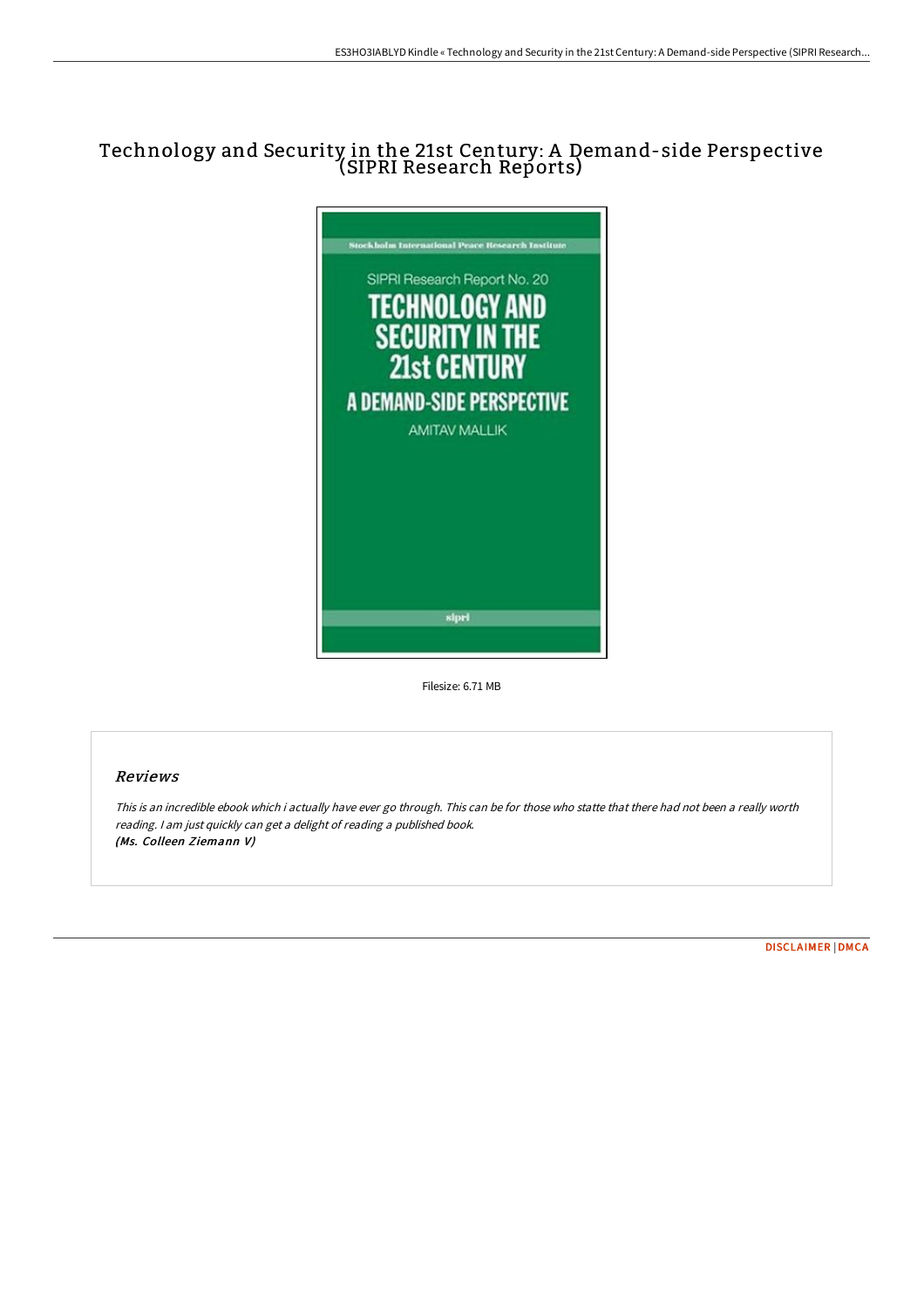# Technology and Security in the 21st Century: A Demand-side Perspective (SIPRI Research Reports)

Filesize: 6.71 MB

## Reviews

*This is an incredible ebook which i actually have ever go through. This can be for those who statte that there had not been a really worth reading. I am just quickly can get a delight of reading a published book.*
***(Ms. Colleen Ziemann V)***

DISCLAIMER | DMCA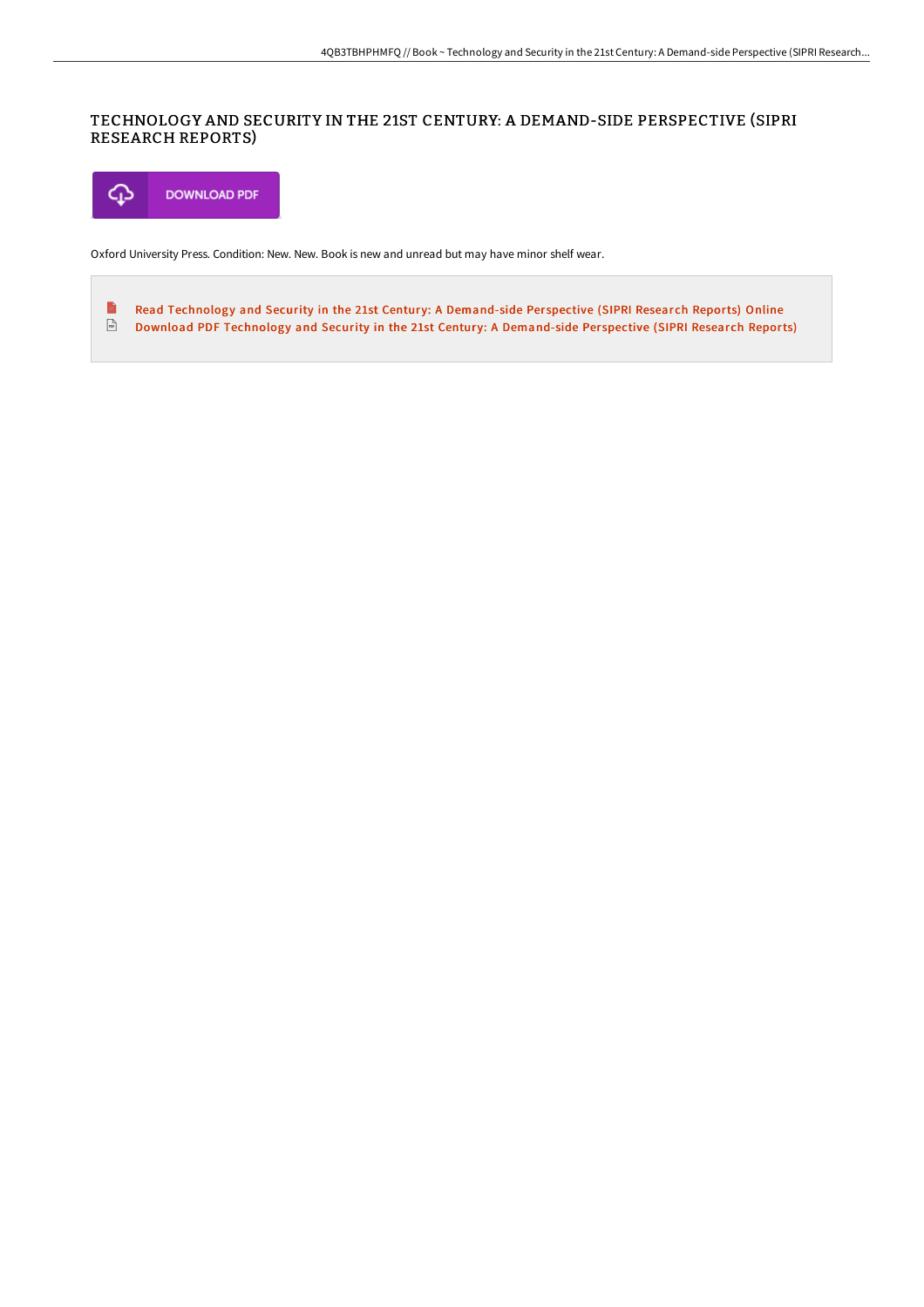# TECHNOLOGY AND SECURITY IN THE 21ST CENTURY: A DEMAND-SIDE PERSPECTIVE (SIPRI RESEARCH REPORTS)

DOWNLOAD PDF

Oxford University Press. Condition: New. New. Book is new and unread but may have minor shelf wear.

- Read Technology and Security in the 21st Century: A Demand-side Perspective (SIPRI Research Reports) Online
- Download PDF Technology and Security in the 21st Century: A Demand-side Perspective (SIPRI Research Reports)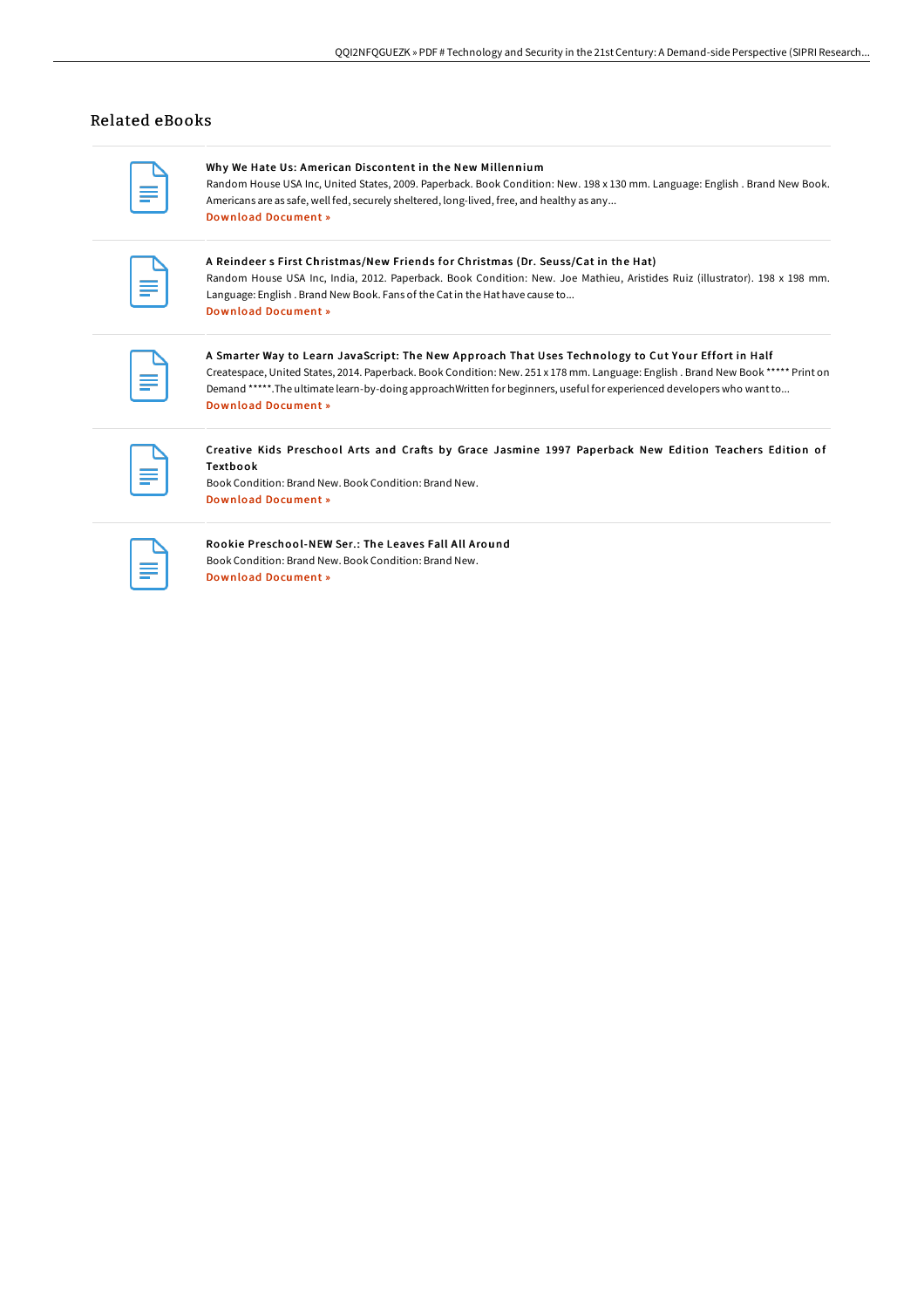## Related eBooks

**Why We Hate Us: American Discontent in the New Millennium**
Random House USA Inc, United States, 2009. Paperback. Book Condition: New. 198 x 130 mm. Language: English . Brand New Book. Americans are as safe, well fed, securely sheltered, long-lived, free, and healthy as any...
Download Document »

**A Reindeer s First Christmas/New Friends for Christmas (Dr. Seuss/Cat in the Hat)**
Random House USA Inc, India, 2012. Paperback. Book Condition: New. Joe Mathieu, Aristides Ruiz (illustrator). 198 x 198 mm. Language: English . Brand New Book. Fans of the Cat in the Hat have cause to...
Download Document »

**A Smarter Way to Learn JavaScript: The New Approach That Uses Technology to Cut Your Effort in Half**
Createspace, United States, 2014. Paperback. Book Condition: New. 251 x 178 mm. Language: English . Brand New Book ***** Print on Demand *****.The ultimate learn-by-doing approachWritten for beginners, useful for experienced developers who want to...
Download Document »

**Creative Kids Preschool Arts and Crafts by Grace Jasmine 1997 Paperback New Edition Teachers Edition of Textbook**
Book Condition: Brand New. Book Condition: Brand New.
Download Document »

**Rookie Preschool-NEW Ser.: The Leaves Fall All Around**
Book Condition: Brand New. Book Condition: Brand New.
Download Document »